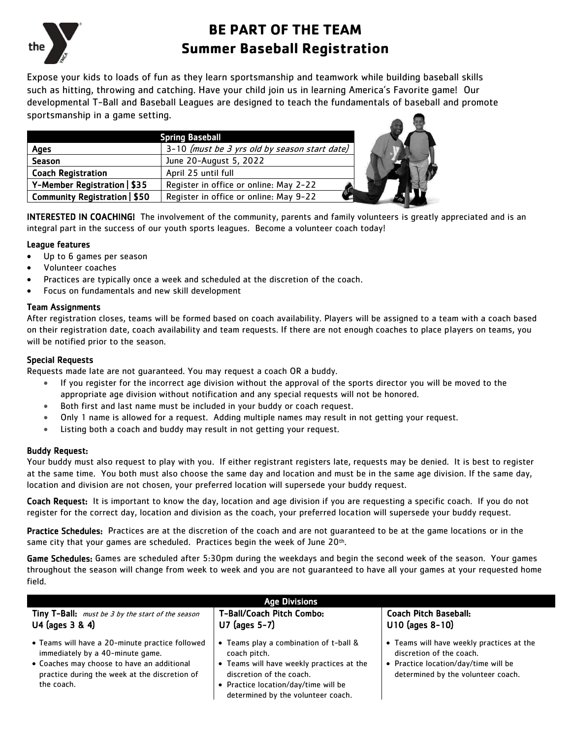# BE PART OF THE TEAM
# Summer Baseball Registration

Expose your kids to loads of fun as they learn sportsmanship and teamwork while building baseball skills such as hitting, throwing and catching. Have your child join us in learning America's Favorite game! Our developmental T-Ball and Baseball Leagues are designed to teach the fundamentals of baseball and promote sportsmanship in a game setting.

| Spring Baseball | |
|---|---|
| **Ages** | 3-10 *(must be 3 yrs old by season start date)* |
| **Season** | June 20-August 5, 2022 |
| **Coach Registration** | April 25 until full |
| **Y-Member Registration \| $35** | Register in office or online: May 2-22 |
| **Community Registration \| $50** | Register in office or online: May 9-22 |

**INTERESTED IN COACHING!** The involvement of the community, parents and family volunteers is greatly appreciated and is an integral part in the success of our youth sports leagues. Become a volunteer coach today!

### League features

- Up to 6 games per season
- Volunteer coaches
- Practices are typically once a week and scheduled at the discretion of the coach.
- Focus on fundamentals and new skill development

### Team Assignments

After registration closes, teams will be formed based on coach availability. Players will be assigned to a team with a coach based on their registration date, coach availability and team requests. If there are not enough coaches to place players on teams, you will be notified prior to the season.

### Special Requests

Requests made late are not guaranteed. You may request a coach OR a buddy.

- If you register for the incorrect age division without the approval of the sports director you will be moved to the appropriate age division without notification and any special requests will not be honored.
- Both first and last name must be included in your buddy or coach request.
- Only 1 name is allowed for a request. Adding multiple names may result in not getting your request.
- Listing both a coach and buddy may result in not getting your request.

### Buddy Request:

Your buddy must also request to play with you. If either registrant registers late, requests may be denied. It is best to register at the same time. You both must also choose the same day and location and must be in the same age division. If the same day, location and division are not chosen, your preferred location will supersede your buddy request.

**Coach Request:** It is important to know the day, location and age division if you are requesting a specific coach. If you do not register for the correct day, location and division as the coach, your preferred location will supersede your buddy request.

**Practice Schedules:** Practices are at the discretion of the coach and are not guaranteed to be at the game locations or in the same city that your games are scheduled. Practices begin the week of June 20th.

**Game Schedules:** Games are scheduled after 5:30pm during the weekdays and begin the second week of the season. Your games throughout the season will change from week to week and you are not guaranteed to have all your games at your requested home field.

| Age Divisions | | |
|---|---|---|
| **Tiny T-Ball:** *must be 3 by the start of the season* **U4 (ages 3 & 4)** | **T-Ball/Coach Pitch Combo: U7 (ages 5-7)** | **Coach Pitch Baseball: U10 (ages 8-10)** |
| • Teams will have a 20-minute practice followed immediately by a 40-minute game. • Coaches may choose to have an additional practice during the week at the discretion of the coach. | • Teams play a combination of t-ball & coach pitch. • Teams will have weekly practices at the discretion of the coach. • Practice location/day/time will be determined by the volunteer coach. | • Teams will have weekly practices at the discretion of the coach. • Practice location/day/time will be determined by the volunteer coach. |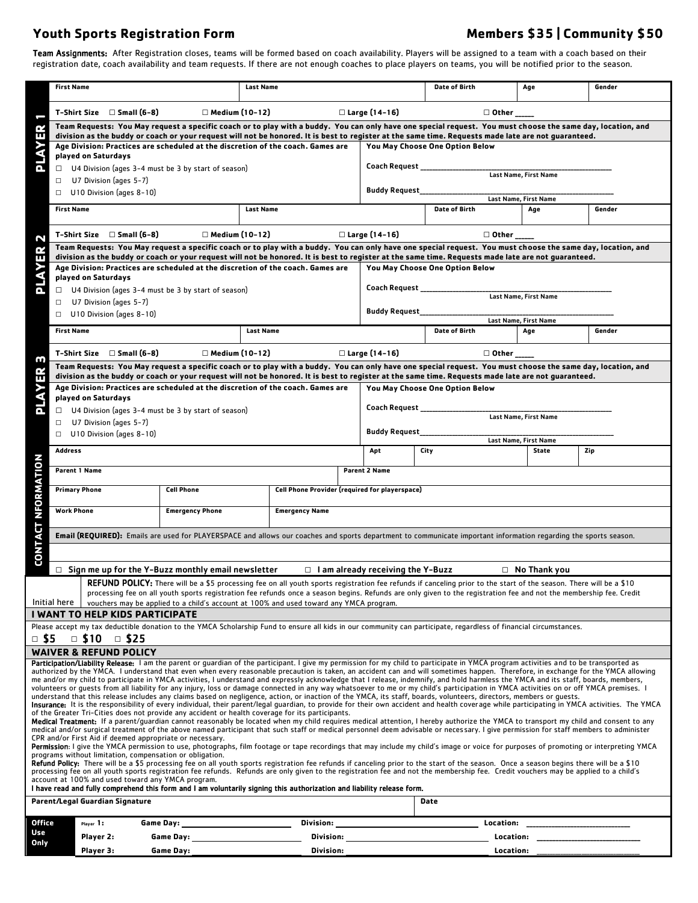# Youth Sports Registration Form

**Members $35 | Community $50**

**Team Assignments:** After Registration closes, teams will be formed based on coach availability. Players will be assigned to a team with a coach based on their registration date, coach availability and team requests. If there are not enough coaches to place players on teams, you will be notified prior to the season.

## PLAYER 1

| First Name | Last Name | Date of Birth | Age | Gender |
|---|---|---|---|---|
| | | | | |

**T-Shirt Size** ☐ Small (6-8) ☐ Medium (10-12) ☐ Large (14-16) ☐ Other _____

**Team Requests: You May request a specific coach or to play with a buddy. You can only have one special request. You must choose the same day, location, and division as the buddy or coach or your request will not be honored. It is best to register at the same time. Requests made late are not guaranteed.**

**Age Division: Practices are scheduled at the discretion of the coach. Games are played on Saturdays**

- ☐ U4 Division (ages 3-4 must be 3 by start of season)
- ☐ U7 Division (ages 5-7)
- ☐ U10 Division (ages 8-10)

**You May Choose One Option Below**

**Coach Request** ______________________ Last Name, First Name

**Buddy Request** ______________________ Last Name, First Name

## PLAYER 2

| First Name | Last Name | Date of Birth | Age | Gender |
|---|---|---|---|---|
| | | | | |

**T-Shirt Size** ☐ Small (6-8) ☐ Medium (10-12) ☐ Large (14-16) ☐ Other _____

**Team Requests: You May request a specific coach or to play with a buddy. You can only have one special request. You must choose the same day, location, and division as the buddy or coach or your request will not be honored. It is best to register at the same time. Requests made late are not guaranteed.**

**Age Division: Practices are scheduled at the discretion of the coach. Games are played on Saturdays**

- ☐ U4 Division (ages 3-4 must be 3 by start of season)
- ☐ U7 Division (ages 5-7)
- ☐ U10 Division (ages 8-10)

**You May Choose One Option Below**

**Coach Request** ______________________ Last Name, First Name

**Buddy Request** ______________________ Last Name, First Name

## PLAYER 3

| First Name | Last Name | Date of Birth | Age | Gender |
|---|---|---|---|---|
| | | | | |

**T-Shirt Size** ☐ Small (6-8) ☐ Medium (10-12) ☐ Large (14-16) ☐ Other _____

**Team Requests: You May request a specific coach or to play with a buddy. You can only have one special request. You must choose the same day, location, and division as the buddy or coach or your request will not be honored. It is best to register at the same time. Requests made late are not guaranteed.**

**Age Division: Practices are scheduled at the discretion of the coach. Games are played on Saturdays**

- ☐ U4 Division (ages 3-4 must be 3 by start of season)
- ☐ U7 Division (ages 5-7)
- ☐ U10 Division (ages 8-10)

**You May Choose One Option Below**

**Coach Request** ______________________ Last Name, First Name

**Buddy Request** ______________________ Last Name, First Name

## CONTACT INFORMATION

| Address | Apt | City | State | Zip |
|---|---|---|---|---|
| | | | | |

| Parent 1 Name | Parent 2 Name |
|---|---|
| | |

| Primary Phone | Cell Phone | Cell Phone Provider (required for playerspace) |
|---|---|---|
| | | |

| Work Phone | Emergency Phone | Emergency Name |
|---|---|---|
| | | |

**Email (REQUIRED):** Emails are used for PLAYERSPACE and allows our coaches and sports department to communicate important information regarding the sports season.

☐ **Sign me up for the Y-Buzz monthly email newsletter** ☐ **I am already receiving the Y-Buzz** ☐ **No Thank you**

Initial here

**REFUND POLICY:** There will be a $5 processing fee on all youth sports registration fee refunds if canceling prior to the start of the season. There will be a $10 processing fee on all youth sports registration fee refunds once a season begins. Refunds are only given to the registration fee and not the membership fee. Credit vouchers may be applied to a child's account at 100% and used toward any YMCA program.

## I WANT TO HELP KIDS PARTICIPATE

Please accept my tax deductible donation to the YMCA Scholarship Fund to ensure all kids in our community can participate, regardless of financial circumstances.

☐ $5 ☐ $10 ☐ $25

## WAIVER & REFUND POLICY

**Participation/Liability Release:** I am the parent or guardian of the participant. I give my permission for my child to participate in YMCA program activities and to be transported as authorized by the YMCA. I understand that even when every reasonable precaution is taken, an accident can and will sometimes happen. Therefore, in exchange for the YMCA allowing me and/or my child to participate in YMCA activities, I understand and expressly acknowledge that I release, indemnify, and hold harmless the YMCA and its staff, boards, members, volunteers or guests from all liability for any injury, loss or damage connected in any way whatsoever to me or my child's participation in YMCA activities on or off YMCA premises. I understand that this release includes any claims based on negligence, action, or inaction of the YMCA, its staff, boards, volunteers, directors, members or guests.

**Insurance:** It is the responsibility of every individual, their parent/legal guardian, to provide for their own accident and health coverage while participating in YMCA activities. The YMCA of the Greater Tri-Cities does not provide any accident or health coverage for its participants.

**Medical Treatment:** If a parent/guardian cannot reasonably be located when my child requires medical attention, I hereby authorize the YMCA to transport my child and consent to any medical and/or surgical treatment of the above named participant that such staff or medical personnel deem advisable or necessary. I give permission for staff members to administer CPR and/or First Aid if deemed appropriate or necessary.

**Permission:** I give the YMCA permission to use, photographs, film footage or tape recordings that may include my child's image or voice for purposes of promoting or interpreting YMCA programs without limitation, compensation or obligation.

**Refund Policy:** There will be a $5 processing fee on all youth sports registration fee refunds if canceling prior to the start of the season. Once a season begins there will be a $10 processing fee on all youth sports registration fee refunds. Refunds are only given to the registration fee and not the membership fee. Credit vouchers may be applied to a child's account at 100% and used toward any YMCA program.

**I have read and fully comprehend this form and I am voluntarily signing this authorization and liability release form.**

| Parent/Legal Guardian Signature | Date |
|---|---|
| | |

**Office Use Only**

| | Game Day | Division | Location |
|---|---|---|---|
| Player 1: | | | |
| Player 2: | | | |
| Player 3: | | | |